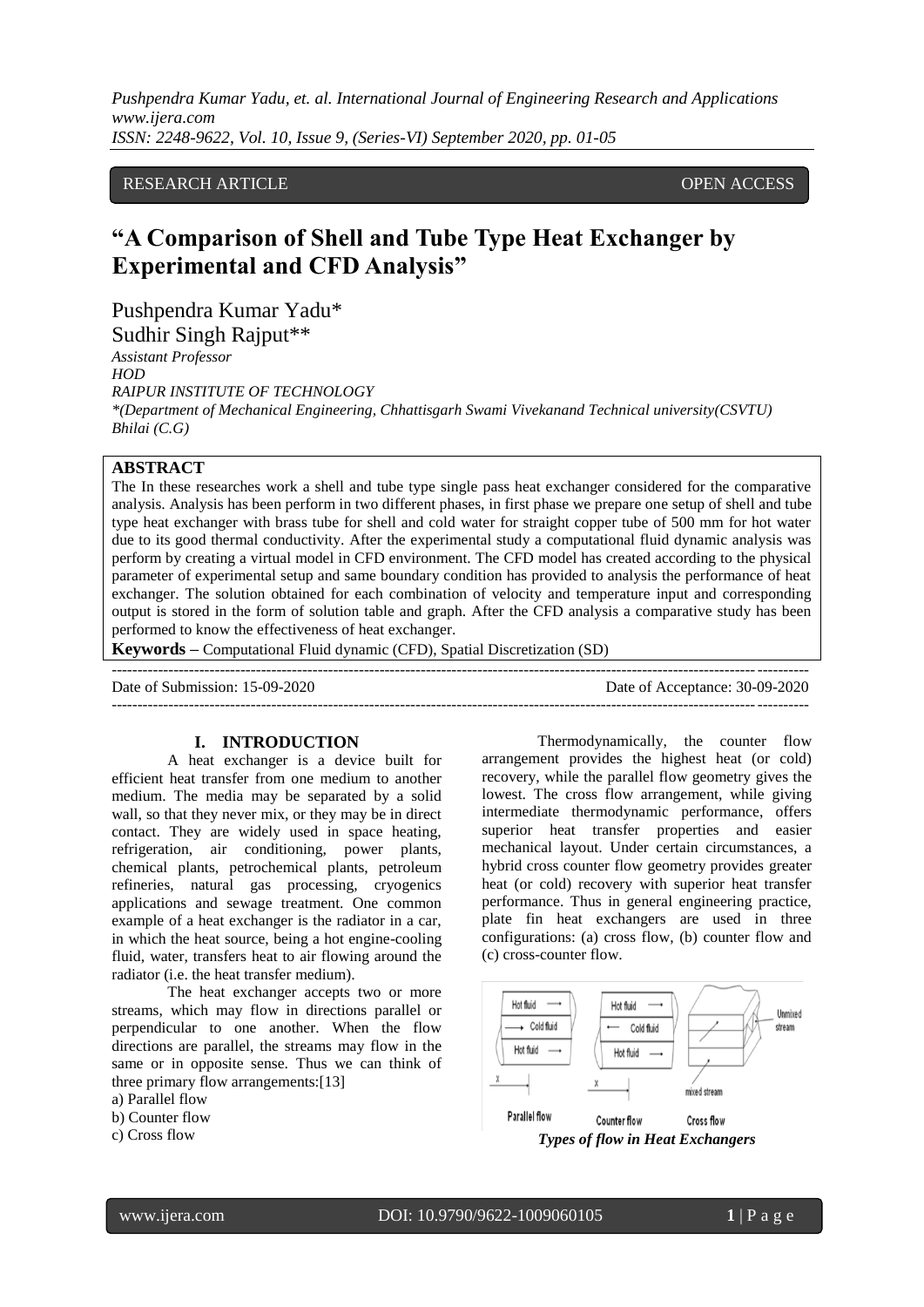RESEARCH ARTICLE OPEN ACCESS

# "A Comparison of Shell and Tube Type Heat Exchanger by Experimental and CFD Analysis"

Pushpendra Kumar Yadu*
Sudhir Singh Rajput**

*Assistant Professor*
*HOD*
*RAIPUR INSTITUTE OF TECHNOLOGY*
*\*(Department of Mechanical Engineering, Chhattisgarh Swami Vivekanand Technical university(CSVTU) Bhilai (C.G)*

## ABSTRACT

The In these researches work a shell and tube type single pass heat exchanger considered for the comparative analysis. Analysis has been perform in two different phases, in first phase we prepare one setup of shell and tube type heat exchanger with brass tube for shell and cold water for straight copper tube of 500 mm for hot water due to its good thermal conductivity. After the experimental study a computational fluid dynamic analysis was perform by creating a virtual model in CFD environment. The CFD model has created according to the physical parameter of experimental setup and same boundary condition has provided to analysis the performance of heat exchanger. The solution obtained for each combination of velocity and temperature input and corresponding output is stored in the form of solution table and graph. After the CFD analysis a comparative study has been performed to know the effectiveness of heat exchanger.

**Keywords –** Computational Fluid dynamic (CFD), Spatial Discretization (SD)

Date of Submission: 15-09-2020 Date of Acceptance: 30-09-2020

## I. INTRODUCTION

A heat exchanger is a device built for efficient heat transfer from one medium to another medium. The media may be separated by a solid wall, so that they never mix, or they may be in direct contact. They are widely used in space heating, refrigeration, air conditioning, power plants, chemical plants, petrochemical plants, petroleum refineries, natural gas processing, cryogenics applications and sewage treatment. One common example of a heat exchanger is the radiator in a car, in which the heat source, being a hot engine-cooling fluid, water, transfers heat to air flowing around the radiator (i.e. the heat transfer medium).

The heat exchanger accepts two or more streams, which may flow in directions parallel or perpendicular to one another. When the flow directions are parallel, the streams may flow in the same or in opposite sense. Thus we can think of three primary flow arrangements:[13]

a) Parallel flow
b) Counter flow
c) Cross flow

Thermodynamically, the counter flow arrangement provides the highest heat (or cold) recovery, while the parallel flow geometry gives the lowest. The cross flow arrangement, while giving intermediate thermodynamic performance, offers superior heat transfer properties and easier mechanical layout. Under certain circumstances, a hybrid cross counter flow geometry provides greater heat (or cold) recovery with superior heat transfer performance. Thus in general engineering practice, plate fin heat exchangers are used in three configurations: (a) cross flow, (b) counter flow and (c) cross-counter flow.

*Types of flow in Heat Exchangers*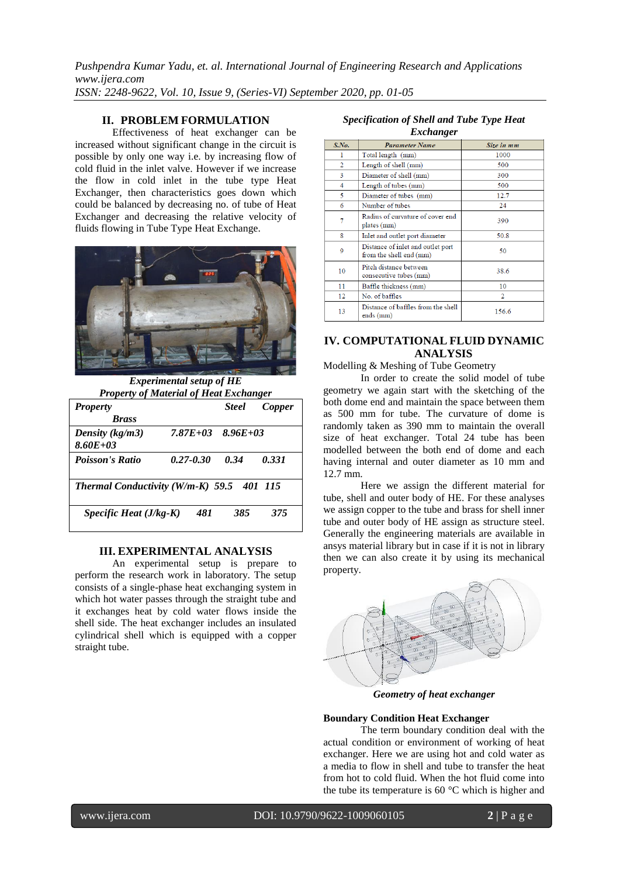## II. PROBLEM FORMULATION

Effectiveness of heat exchanger can be increased without significant change in the circuit is possible by only one way i.e. by increasing flow of cold fluid in the inlet valve. However if we increase the flow in cold inlet in the tube type Heat Exchanger, then characteristics goes down which could be balanced by decreasing no. of tube of Heat Exchanger and decreasing the relative velocity of fluids flowing in Tube Type Heat Exchange.

***Experimental setup of HE***

***Property of Material of Heat Exchanger***

| Property | Steel | Copper | Brass |
|---|---|---|---|
| Density (kg/m3) | 7.87E+03 | 8.96E+03 | 8.60E+03 |
| Poisson's Ratio | 0.27-0.30 | 0.34 | 0.331 |
| Thermal Conductivity (W/m-K) | 59.5 | 401 | 115 |
| Specific Heat (J/kg-K) | 481 | 385 | 375 |

## III. EXPERIMENTAL ANALYSIS

An experimental setup is prepare to perform the research work in laboratory. The setup consists of a single-phase heat exchanging system in which hot water passes through the straight tube and it exchanges heat by cold water flows inside the shell side. The heat exchanger includes an insulated cylindrical shell which is equipped with a copper straight tube.

***Specification of Shell and Tube Type Heat Exchanger***

| S.No. | Parameter Name | Size in mm |
|---|---|---|
| 1 | Total length (mm) | 1000 |
| 2 | Length of shell (mm) | 500 |
| 3 | Diameter of shell (mm) | 300 |
| 4 | Length of tubes (mm) | 500 |
| 5 | Diameter of tubes (mm) | 12.7 |
| 6 | Number of tubes | 24 |
| 7 | Radius of curvature of cover end plates (mm) | 390 |
| 8 | Inlet and outlet port diameter | 50.8 |
| 9 | Distance of inlet and outlet port from the shell end (mm) | 50 |
| 10 | Pitch distance between consecutive tubes (mm) | 38.6 |
| 11 | Baffle thickness (mm) | 10 |
| 12 | No. of baffles | 2 |
| 13 | Distance of baffles from the shell ends (mm) | 156.6 |

## IV. COMPUTATIONAL FLUID DYNAMIC ANALYSIS

Modelling & Meshing of Tube Geometry

In order to create the solid model of tube geometry we again start with the sketching of the both dome end and maintain the space between them as 500 mm for tube. The curvature of dome is randomly taken as 390 mm to maintain the overall size of heat exchanger. Total 24 tube has been modelled between the both end of dome and each having internal and outer diameter as 10 mm and 12.7 mm.

Here we assign the different material for tube, shell and outer body of HE. For these analyses we assign copper to the tube and brass for shell inner tube and outer body of HE assign as structure steel. Generally the engineering materials are available in ansys material library but in case if it is not in library then we can also create it by using its mechanical property.

***Geometry of heat exchanger***

**Boundary Condition Heat Exchanger**

The term boundary condition deal with the actual condition or environment of working of heat exchanger. Here we are using hot and cold water as a media to flow in shell and tube to transfer the heat from hot to cold fluid. When the hot fluid come into the tube its temperature is 60 °C which is higher and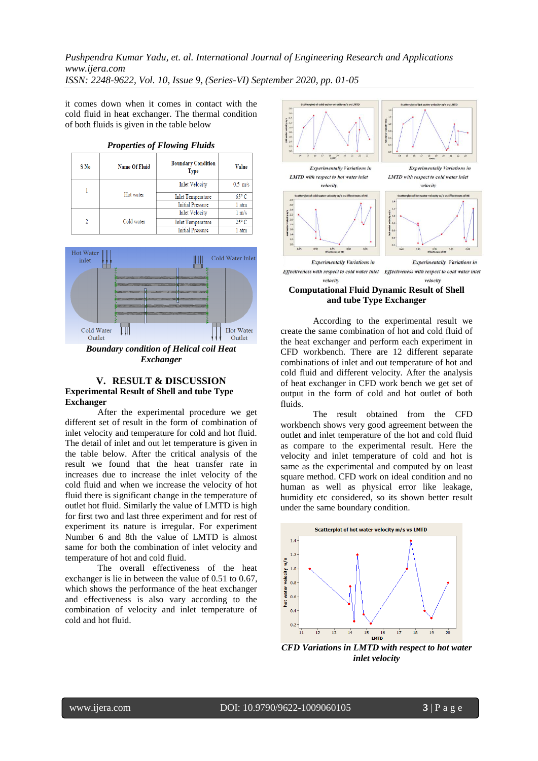it comes down when it comes in contact with the cold fluid in heat exchanger. The thermal condition of both fluids is given in the table below

***Properties of Flowing Fluids***

| S No | Name Of Fluid | Boundary Condition Type | Value |
|---|---|---|---|
| 1 | Hot water | Inlet Velocity | 0.5 m/s |
| | | Inlet Temperature | 65° C |
| | | Initial Pressure | 1 atm |
| 2 | Cold water | Inlet Velocity | 1 m/s |
| | | Inlet Temperature | 25° C |
| | | Initial Pressure | 1 atm |

***Boundary condition of Helical coil Heat Exchanger***

## V. RESULT & DISCUSSION

### Experimental Result of Shell and tube Type Exchanger

After the experimental procedure we get different set of result in the form of combination of inlet velocity and temperature for cold and hot fluid. The detail of inlet and out let temperature is given in the table below. After the critical analysis of the result we found that the heat transfer rate in increases due to increase the inlet velocity of the cold fluid and when we increase the velocity of hot fluid there is significant change in the temperature of outlet hot fluid. Similarly the value of LMTD is high for first two and last three experiment and for rest of experiment its nature is irregular. For experiment Number 6 and 8th the value of LMTD is almost same for both the combination of inlet velocity and temperature of hot and cold fluid.

The overall effectiveness of the heat exchanger is lie in between the value of 0.51 to 0.67, which shows the performance of the heat exchanger and effectiveness is also vary according to the combination of velocity and inlet temperature of cold and hot fluid.

*Experimentally Variations in LMTD with respect to hot water inlet velocity*

*Experimentally Variations in LMTD with respect to cold water inlet velocity*

*Experimentally Variations in Effectiveness with respect to cold water inlet velocity*

*Experimentally Variations in Effectiveness with respect to cold water inlet velocity*

### Computational Fluid Dynamic Result of Shell and tube Type Exchanger

According to the experimental result we create the same combination of hot and cold fluid of the heat exchanger and perform each experiment in CFD workbench. There are 12 different separate combinations of inlet and out temperature of hot and cold fluid and different velocity. After the analysis of heat exchanger in CFD work bench we get set of output in the form of cold and hot outlet of both fluids.

The result obtained from the CFD workbench shows very good agreement between the outlet and inlet temperature of the hot and cold fluid as compare to the experimental result. Here the velocity and inlet temperature of cold and hot is same as the experimental and computed by on least square method. CFD work on ideal condition and no human as well as physical error like leakage, humidity etc considered, so its shown better result under the same boundary condition.

***CFD Variations in LMTD with respect to hot water inlet velocity***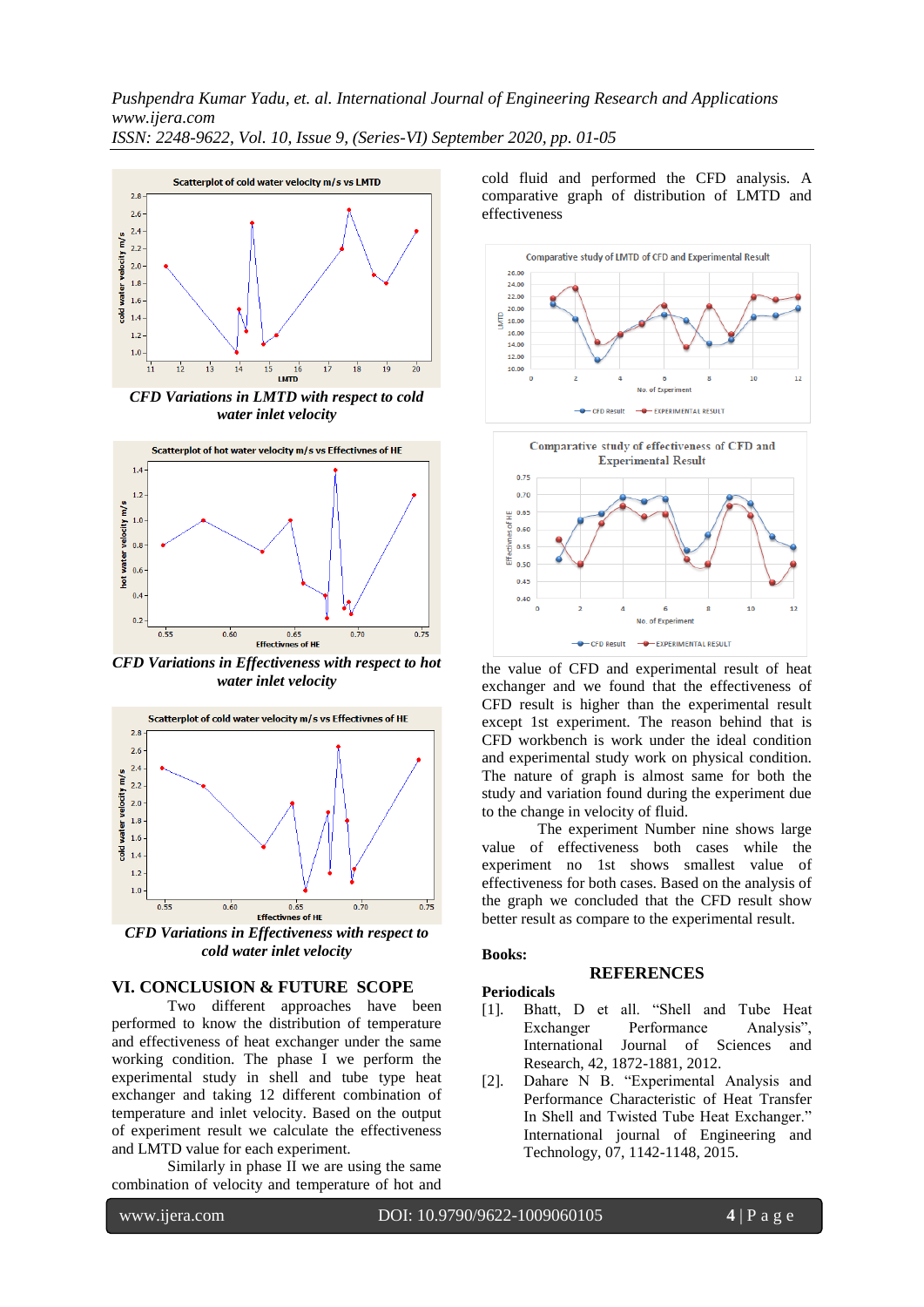*CFD Variations in LMTD with respect to cold water inlet velocity*

*CFD Variations in Effectiveness with respect to hot water inlet velocity*

*CFD Variations in Effectiveness with respect to cold water inlet velocity*

## VI. CONCLUSION & FUTURE SCOPE

Two different approaches have been performed to know the distribution of temperature and effectiveness of heat exchanger under the same working condition. The phase I we perform the experimental study in shell and tube type heat exchanger and taking 12 different combination of temperature and inlet velocity. Based on the output of experiment result we calculate the effectiveness and LMTD value for each experiment.

Similarly in phase II we are using the same combination of velocity and temperature of hot and cold fluid and performed the CFD analysis. A comparative graph of distribution of LMTD and effectiveness

the value of CFD and experimental result of heat exchanger and we found that the effectiveness of CFD result is higher than the experimental result except 1st experiment. The reason behind that is CFD workbench is work under the ideal condition and experimental study work on physical condition. The nature of graph is almost same for both the study and variation found during the experiment due to the change in velocity of fluid.

The experiment Number nine shows large value of effectiveness both cases while the experiment no 1st shows smallest value of effectiveness for both cases. Based on the analysis of the graph we concluded that the CFD result show better result as compare to the experimental result.

**Books:**

## REFERENCES

**Periodicals**

[1]. Bhatt, D et all. "Shell and Tube Heat Exchanger Performance Analysis", International Journal of Sciences and Research, 42, 1872-1881, 2012.

[2]. Dahare N B. "Experimental Analysis and Performance Characteristic of Heat Transfer In Shell and Twisted Tube Heat Exchanger." International journal of Engineering and Technology, 07, 1142-1148, 2015.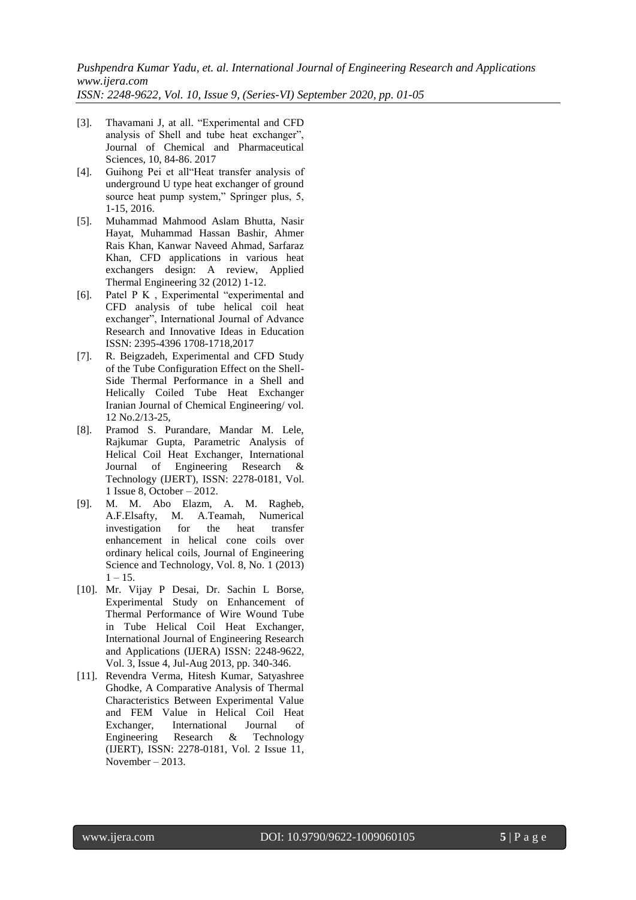[3]. Thavamani J, at all. "Experimental and CFD analysis of Shell and tube heat exchanger", Journal of Chemical and Pharmaceutical Sciences, 10, 84-86. 2017

[4]. Guihong Pei et all"Heat transfer analysis of underground U type heat exchanger of ground source heat pump system," Springer plus, 5, 1-15, 2016.

[5]. Muhammad Mahmood Aslam Bhutta, Nasir Hayat, Muhammad Hassan Bashir, Ahmer Rais Khan, Kanwar Naveed Ahmad, Sarfaraz Khan, CFD applications in various heat exchangers design: A review, Applied Thermal Engineering 32 (2012) 1-12.

[6]. Patel P K , Experimental "experimental and CFD analysis of tube helical coil heat exchanger", International Journal of Advance Research and Innovative Ideas in Education ISSN: 2395-4396 1708-1718,2017

[7]. R. Beigzadeh, Experimental and CFD Study of the Tube Configuration Effect on the Shell-Side Thermal Performance in a Shell and Helically Coiled Tube Heat Exchanger Iranian Journal of Chemical Engineering/ vol. 12 No.2/13-25,

[8]. Pramod S. Purandare, Mandar M. Lele, Rajkumar Gupta, Parametric Analysis of Helical Coil Heat Exchanger, International Journal of Engineering Research & Technology (IJERT), ISSN: 2278-0181, Vol. 1 Issue 8, October – 2012.

[9]. M. M. Abo Elazm, A. M. Ragheb, A.F.Elsafty, M. A.Teamah, Numerical investigation for the heat transfer enhancement in helical cone coils over ordinary helical coils, Journal of Engineering Science and Technology, Vol. 8, No. 1 (2013) 1 – 15.

[10]. Mr. Vijay P Desai, Dr. Sachin L Borse, Experimental Study on Enhancement of Thermal Performance of Wire Wound Tube in Tube Helical Coil Heat Exchanger, International Journal of Engineering Research and Applications (IJERA) ISSN: 2248-9622, Vol. 3, Issue 4, Jul-Aug 2013, pp. 340-346.

[11]. Revendra Verma, Hitesh Kumar, Satyashree Ghodke, A Comparative Analysis of Thermal Characteristics Between Experimental Value and FEM Value in Helical Coil Heat Exchanger, International Journal of Engineering Research & Technology (IJERT), ISSN: 2278-0181, Vol. 2 Issue 11, November – 2013.